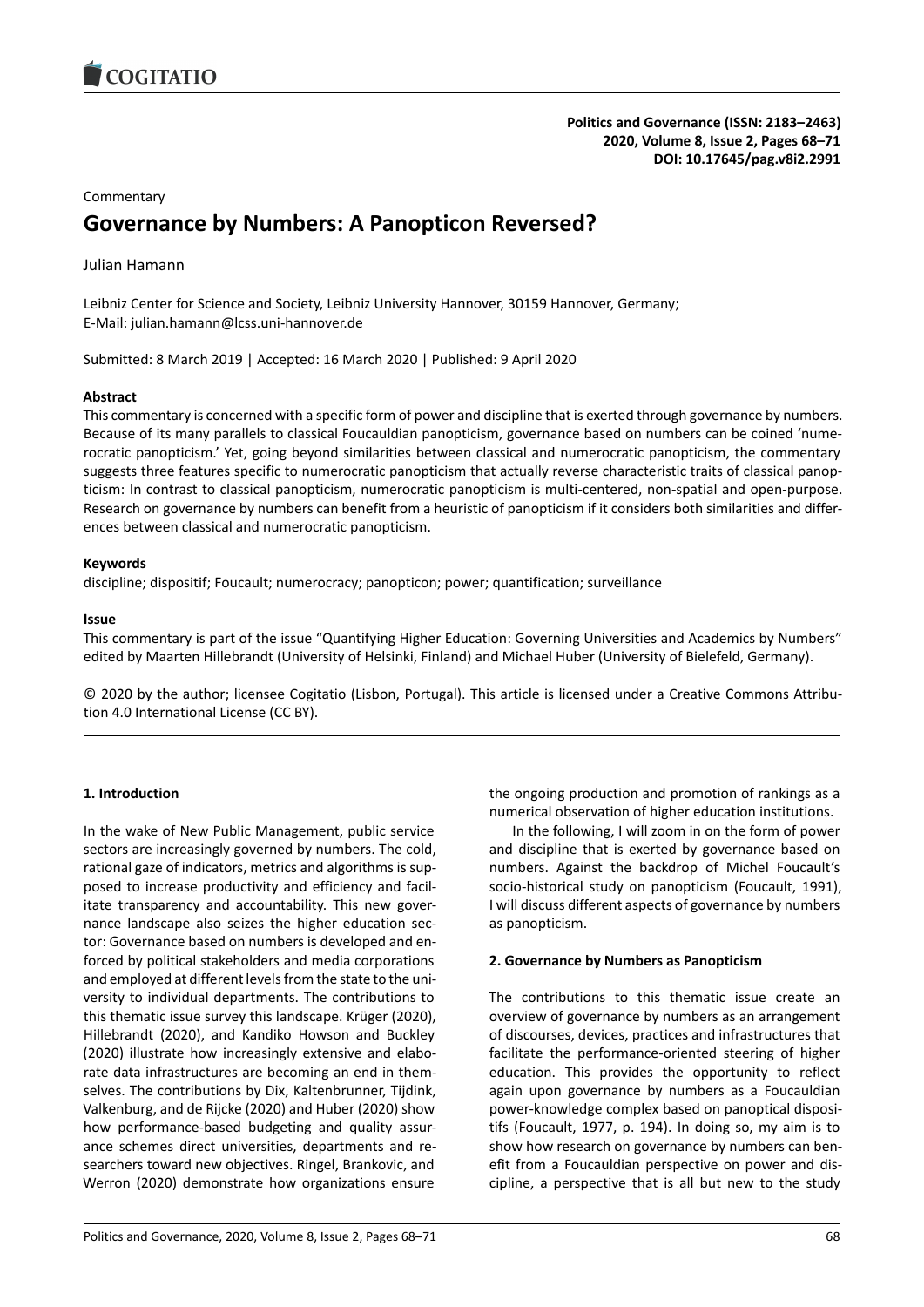Commentary

# Governance by Numbers: A Panopticon Reversed?

Julian Hamann

Leibniz Center for Science and Society, Leibniz University Hannover, 30159 Hannover, Germany;
E-Mail: julian.hamann@lcss.uni-hannover.de

Submitted: 8 March 2019 | Accepted: 16 March 2020 | Published: 9 April 2020

### Abstract

This commentary is concerned with a specific form of power and discipline that is exerted through governance by numbers. Because of its many parallels to classical Foucauldian panopticism, governance based on numbers can be coined 'numerocratic panopticism.' Yet, going beyond similarities between classical and numerocratic panopticism, the commentary suggests three features specific to numerocratic panopticism that actually reverse characteristic traits of classical panopticism: In contrast to classical panopticism, numerocratic panopticism is multi-centered, non-spatial and open-purpose. Research on governance by numbers can benefit from a heuristic of panopticism if it considers both similarities and differences between classical and numerocratic panopticism.

### Keywords

discipline; dispositif; Foucault; numerocracy; panopticon; power; quantification; surveillance

### Issue

This commentary is part of the issue "Quantifying Higher Education: Governing Universities and Academics by Numbers" edited by Maarten Hillebrandt (University of Helsinki, Finland) and Michael Huber (University of Bielefeld, Germany).

© 2020 by the author; licensee Cogitatio (Lisbon, Portugal). This article is licensed under a Creative Commons Attribution 4.0 International License (CC BY).

## 1. Introduction

In the wake of New Public Management, public service sectors are increasingly governed by numbers. The cold, rational gaze of indicators, metrics and algorithms is supposed to increase productivity and efficiency and facilitate transparency and accountability. This new governance landscape also seizes the higher education sector: Governance based on numbers is developed and enforced by political stakeholders and media corporations and employed at different levels from the state to the university to individual departments. The contributions to this thematic issue survey this landscape. Krüger (2020), Hillebrandt (2020), and Kandiko Howson and Buckley (2020) illustrate how increasingly extensive and elaborate data infrastructures are becoming an end in themselves. The contributions by Dix, Kaltenbrunner, Tijdink, Valkenburg, and de Rijcke (2020) and Huber (2020) show how performance-based budgeting and quality assurance schemes direct universities, departments and researchers toward new objectives. Ringel, Brankovic, and Werron (2020) demonstrate how organizations ensure the ongoing production and promotion of rankings as a numerical observation of higher education institutions.

In the following, I will zoom in on the form of power and discipline that is exerted by governance based on numbers. Against the backdrop of Michel Foucault's socio-historical study on panopticism (Foucault, 1991), I will discuss different aspects of governance by numbers as panopticism.

## 2. Governance by Numbers as Panopticism

The contributions to this thematic issue create an overview of governance by numbers as an arrangement of discourses, devices, practices and infrastructures that facilitate the performance-oriented steering of higher education. This provides the opportunity to reflect again upon governance by numbers as a Foucauldian power-knowledge complex based on panoptical dispositifs (Foucault, 1977, p. 194). In doing so, my aim is to show how research on governance by numbers can benefit from a Foucauldian perspective on power and discipline, a perspective that is all but new to the study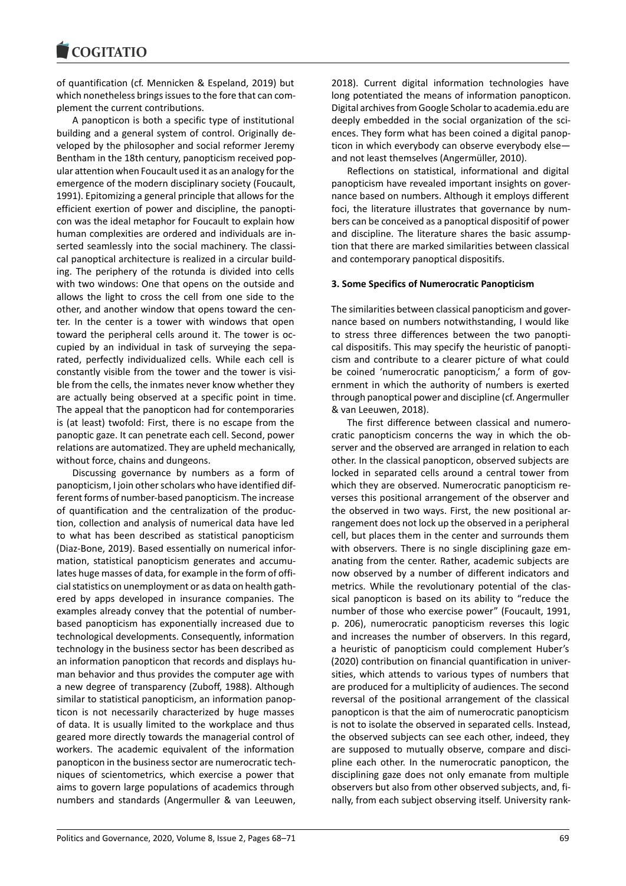of quantification (cf. Mennicken & Espeland, 2019) but which nonetheless brings issues to the fore that can complement the current contributions.

A panopticon is both a specific type of institutional building and a general system of control. Originally developed by the philosopher and social reformer Jeremy Bentham in the 18th century, panopticism received popular attention when Foucault used it as an analogy for the emergence of the modern disciplinary society (Foucault, 1991). Epitomizing a general principle that allows for the efficient exertion of power and discipline, the panopticon was the ideal metaphor for Foucault to explain how human complexities are ordered and individuals are inserted seamlessly into the social machinery. The classical panoptical architecture is realized in a circular building. The periphery of the rotunda is divided into cells with two windows: One that opens on the outside and allows the light to cross the cell from one side to the other, and another window that opens toward the center. In the center is a tower with windows that open toward the peripheral cells around it. The tower is occupied by an individual in task of surveying the separated, perfectly individualized cells. While each cell is constantly visible from the tower and the tower is visible from the cells, the inmates never know whether they are actually being observed at a specific point in time. The appeal that the panopticon had for contemporaries is (at least) twofold: First, there is no escape from the panoptic gaze. It can penetrate each cell. Second, power relations are automatized. They are upheld mechanically, without force, chains and dungeons.

Discussing governance by numbers as a form of panopticism, I join other scholars who have identified different forms of number-based panopticism. The increase of quantification and the centralization of the production, collection and analysis of numerical data have led to what has been described as statistical panopticism (Diaz-Bone, 2019). Based essentially on numerical information, statistical panopticism generates and accumulates huge masses of data, for example in the form of official statistics on unemployment or as data on health gathered by apps developed in insurance companies. The examples already convey that the potential of number-based panopticism has exponentially increased due to technological developments. Consequently, information technology in the business sector has been described as an information panopticon that records and displays human behavior and thus provides the computer age with a new degree of transparency (Zuboff, 1988). Although similar to statistical panopticism, an information panopticon is not necessarily characterized by huge masses of data. It is usually limited to the workplace and thus geared more directly towards the managerial control of workers. The academic equivalent of the information panopticon in the business sector are numerocratic techniques of scientometrics, which exercise a power that aims to govern large populations of academics through numbers and standards (Angermuller & van Leeuwen, 2018). Current digital information technologies have long potentiated the means of information panopticon. Digital archives from Google Scholar to academia.edu are deeply embedded in the social organization of the sciences. They form what has been coined a digital panopticon in which everybody can observe everybody else—and not least themselves (Angermüller, 2010).

Reflections on statistical, informational and digital panopticism have revealed important insights on governance based on numbers. Although it employs different foci, the literature illustrates that governance by numbers can be conceived as a panoptical dispositif of power and discipline. The literature shares the basic assumption that there are marked similarities between classical and contemporary panoptical dispositifs.

### 3. Some Specifics of Numerocratic Panopticism

The similarities between classical panopticism and governance based on numbers notwithstanding, I would like to stress three differences between the two panoptical dispositifs. This may specify the heuristic of panopticism and contribute to a clearer picture of what could be coined 'numerocratic panopticism,' a form of government in which the authority of numbers is exerted through panoptical power and discipline (cf. Angermuller & van Leeuwen, 2018).

The first difference between classical and numerocratic panopticism concerns the way in which the observer and the observed are arranged in relation to each other. In the classical panopticon, observed subjects are locked in separated cells around a central tower from which they are observed. Numerocratic panopticism reverses this positional arrangement of the observer and the observed in two ways. First, the new positional arrangement does not lock up the observed in a peripheral cell, but places them in the center and surrounds them with observers. There is no single disciplining gaze emanating from the center. Rather, academic subjects are now observed by a number of different indicators and metrics. While the revolutionary potential of the classical panopticon is based on its ability to "reduce the number of those who exercise power" (Foucault, 1991, p. 206), numerocratic panopticism reverses this logic and increases the number of observers. In this regard, a heuristic of panopticism could complement Huber's (2020) contribution on financial quantification in universities, which attends to various types of numbers that are produced for a multiplicity of audiences. The second reversal of the positional arrangement of the classical panopticon is that the aim of numerocratic panopticism is not to isolate the observed in separated cells. Instead, the observed subjects can see each other, indeed, they are supposed to mutually observe, compare and discipline each other. In the numerocratic panopticon, the disciplining gaze does not only emanate from multiple observers but also from other observed subjects, and, finally, from each subject observing itself. University rank-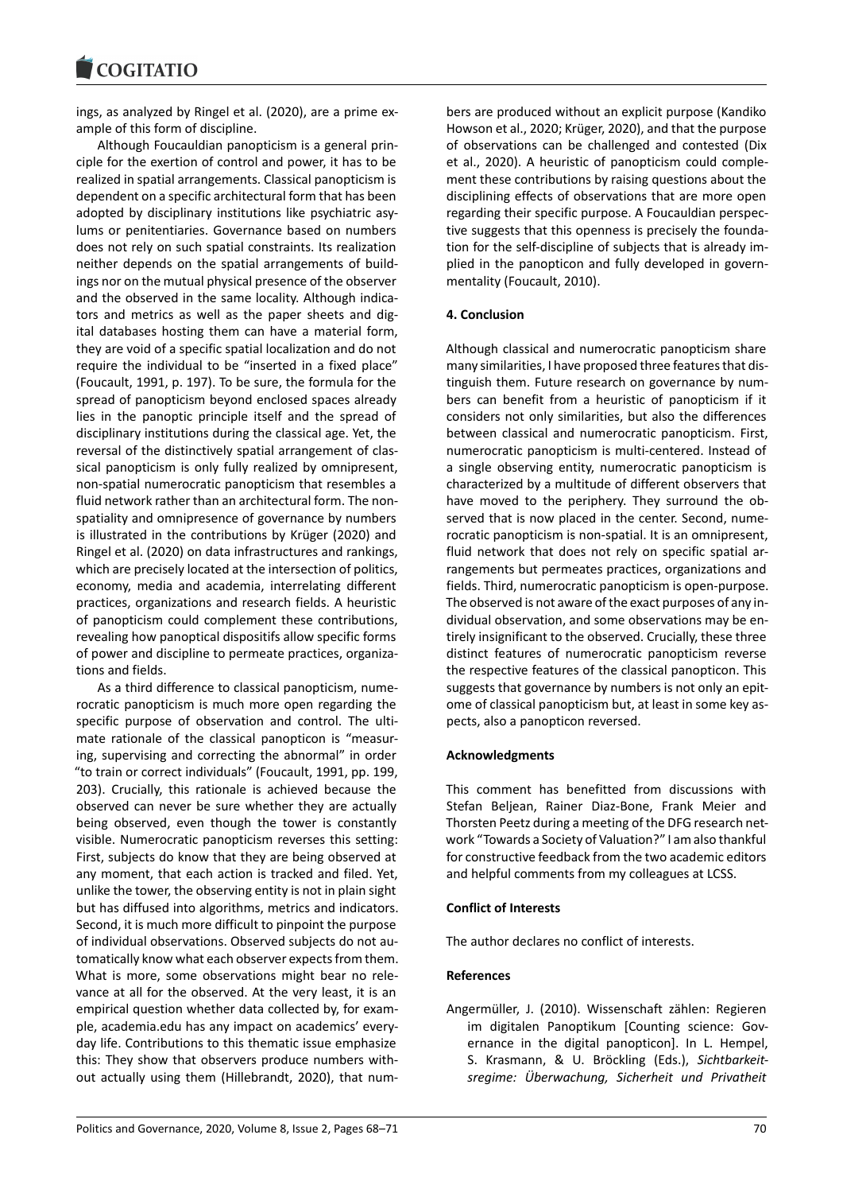ings, as analyzed by Ringel et al. (2020), are a prime example of this form of discipline.

Although Foucauldian panopticism is a general principle for the exertion of control and power, it has to be realized in spatial arrangements. Classical panopticism is dependent on a specific architectural form that has been adopted by disciplinary institutions like psychiatric asylums or penitentiaries. Governance based on numbers does not rely on such spatial constraints. Its realization neither depends on the spatial arrangements of buildings nor on the mutual physical presence of the observer and the observed in the same locality. Although indicators and metrics as well as the paper sheets and digital databases hosting them can have a material form, they are void of a specific spatial localization and do not require the individual to be "inserted in a fixed place" (Foucault, 1991, p. 197). To be sure, the formula for the spread of panopticism beyond enclosed spaces already lies in the panoptic principle itself and the spread of disciplinary institutions during the classical age. Yet, the reversal of the distinctively spatial arrangement of classical panopticism is only fully realized by omnipresent, non-spatial numerocratic panopticism that resembles a fluid network rather than an architectural form. The non-spatiality and omnipresence of governance by numbers is illustrated in the contributions by Krüger (2020) and Ringel et al. (2020) on data infrastructures and rankings, which are precisely located at the intersection of politics, economy, media and academia, interrelating different practices, organizations and research fields. A heuristic of panopticism could complement these contributions, revealing how panoptical dispositifs allow specific forms of power and discipline to permeate practices, organizations and fields.

As a third difference to classical panopticism, numerocratic panopticism is much more open regarding the specific purpose of observation and control. The ultimate rationale of the classical panopticon is "measuring, supervising and correcting the abnormal" in order "to train or correct individuals" (Foucault, 1991, pp. 199, 203). Crucially, this rationale is achieved because the observed can never be sure whether they are actually being observed, even though the tower is constantly visible. Numerocratic panopticism reverses this setting: First, subjects do know that they are being observed at any moment, that each action is tracked and filed. Yet, unlike the tower, the observing entity is not in plain sight but has diffused into algorithms, metrics and indicators. Second, it is much more difficult to pinpoint the purpose of individual observations. Observed subjects do not automatically know what each observer expects from them. What is more, some observations might bear no relevance at all for the observed. At the very least, it is an empirical question whether data collected by, for example, academia.edu has any impact on academics' everyday life. Contributions to this thematic issue emphasize this: They show that observers produce numbers without actually using them (Hillebrandt, 2020), that numbers are produced without an explicit purpose (Kandiko Howson et al., 2020; Krüger, 2020), and that the purpose of observations can be challenged and contested (Dix et al., 2020). A heuristic of panopticism could complement these contributions by raising questions about the disciplining effects of observations that are more open regarding their specific purpose. A Foucauldian perspective suggests that this openness is precisely the foundation for the self-discipline of subjects that is already implied in the panopticon and fully developed in governmentality (Foucault, 2010).

## 4. Conclusion

Although classical and numerocratic panopticism share many similarities, I have proposed three features that distinguish them. Future research on governance by numbers can benefit from a heuristic of panopticism if it considers not only similarities, but also the differences between classical and numerocratic panopticism. First, numerocratic panopticism is multi-centered. Instead of a single observing entity, numerocratic panopticism is characterized by a multitude of different observers that have moved to the periphery. They surround the observed that is now placed in the center. Second, numerocratic panopticism is non-spatial. It is an omnipresent, fluid network that does not rely on specific spatial arrangements but permeates practices, organizations and fields. Third, numerocratic panopticism is open-purpose. The observed is not aware of the exact purposes of any individual observation, and some observations may be entirely insignificant to the observed. Crucially, these three distinct features of numerocratic panopticism reverse the respective features of the classical panopticon. This suggests that governance by numbers is not only an epitome of classical panopticism but, at least in some key aspects, also a panopticon reversed.

## Acknowledgments

This comment has benefitted from discussions with Stefan Beljean, Rainer Diaz-Bone, Frank Meier and Thorsten Peetz during a meeting of the DFG research network "Towards a Society of Valuation?" I am also thankful for constructive feedback from the two academic editors and helpful comments from my colleagues at LCSS.

## Conflict of Interests

The author declares no conflict of interests.

## References

Angermüller, J. (2010). Wissenschaft zählen: Regieren im digitalen Panoptikum [Counting science: Governance in the digital panopticon]. In L. Hempel, S. Krasmann, & U. Bröckling (Eds.), *Sichtbarkeitsregime: Überwachung, Sicherheit und Privatheit*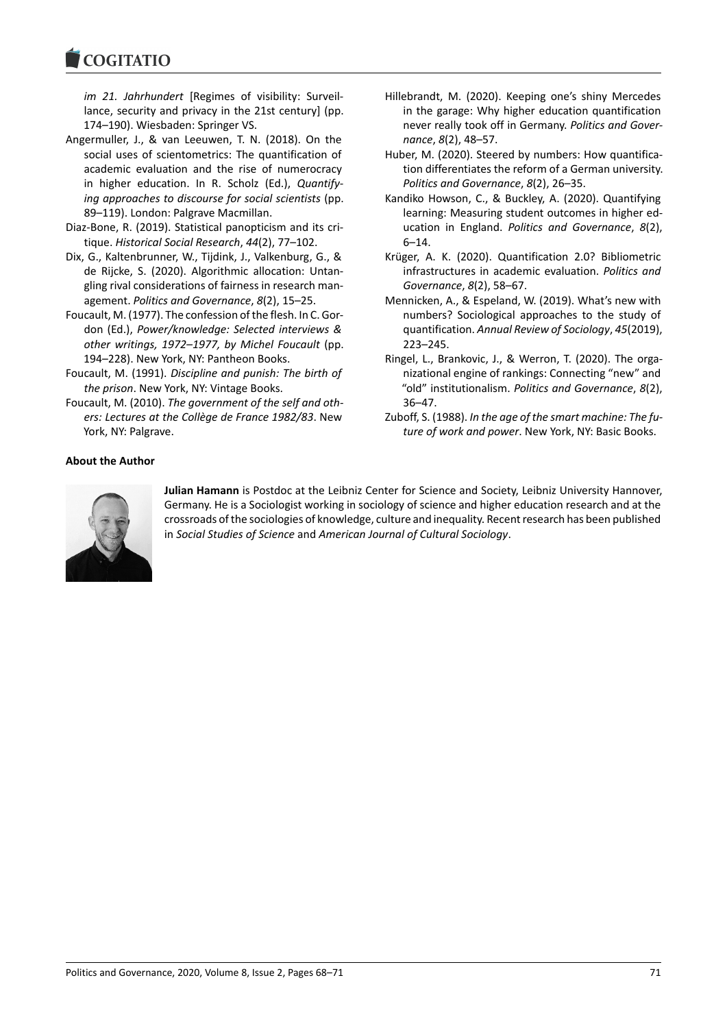*im 21. Jahrhundert* [Regimes of visibility: Surveillance, security and privacy in the 21st century] (pp. 174–190). Wiesbaden: Springer VS.

Angermuller, J., & van Leeuwen, T. N. (2018). On the social uses of scientometrics: The quantification of academic evaluation and the rise of numerocracy in higher education. In R. Scholz (Ed.), *Quantifying approaches to discourse for social scientists* (pp. 89–119). London: Palgrave Macmillan.

Diaz-Bone, R. (2019). Statistical panopticism and its critique. *Historical Social Research*, *44*(2), 77–102.

Dix, G., Kaltenbrunner, W., Tijdink, J., Valkenburg, G., & de Rijcke, S. (2020). Algorithmic allocation: Untangling rival considerations of fairness in research management. *Politics and Governance*, *8*(2), 15–25.

Foucault, M. (1977). The confession of the flesh. In C. Gordon (Ed.), *Power/knowledge: Selected interviews & other writings, 1972–1977, by Michel Foucault* (pp. 194–228). New York, NY: Pantheon Books.

Foucault, M. (1991). *Discipline and punish: The birth of the prison*. New York, NY: Vintage Books.

Foucault, M. (2010). *The government of the self and others: Lectures at the Collège de France 1982/83*. New York, NY: Palgrave.

Hillebrandt, M. (2020). Keeping one's shiny Mercedes in the garage: Why higher education quantification never really took off in Germany. *Politics and Governance*, *8*(2), 48–57.

Huber, M. (2020). Steered by numbers: How quantification differentiates the reform of a German university. *Politics and Governance*, *8*(2), 26–35.

Kandiko Howson, C., & Buckley, A. (2020). Quantifying learning: Measuring student outcomes in higher education in England. *Politics and Governance*, *8*(2), 6–14.

Krüger, A. K. (2020). Quantification 2.0? Bibliometric infrastructures in academic evaluation. *Politics and Governance*, *8*(2), 58–67.

Mennicken, A., & Espeland, W. (2019). What's new with numbers? Sociological approaches to the study of quantification. *Annual Review of Sociology*, *45*(2019), 223–245.

Ringel, L., Brankovic, J., & Werron, T. (2020). The organizational engine of rankings: Connecting "new" and "old" institutionalism. *Politics and Governance*, *8*(2), 36–47.

Zuboff, S. (1988). *In the age of the smart machine: The future of work and power*. New York, NY: Basic Books.

**About the Author**

**Julian Hamann** is Postdoc at the Leibniz Center for Science and Society, Leibniz University Hannover, Germany. He is a Sociologist working in sociology of science and higher education research and at the crossroads of the sociologies of knowledge, culture and inequality. Recent research has been published in *Social Studies of Science* and *American Journal of Cultural Sociology*.